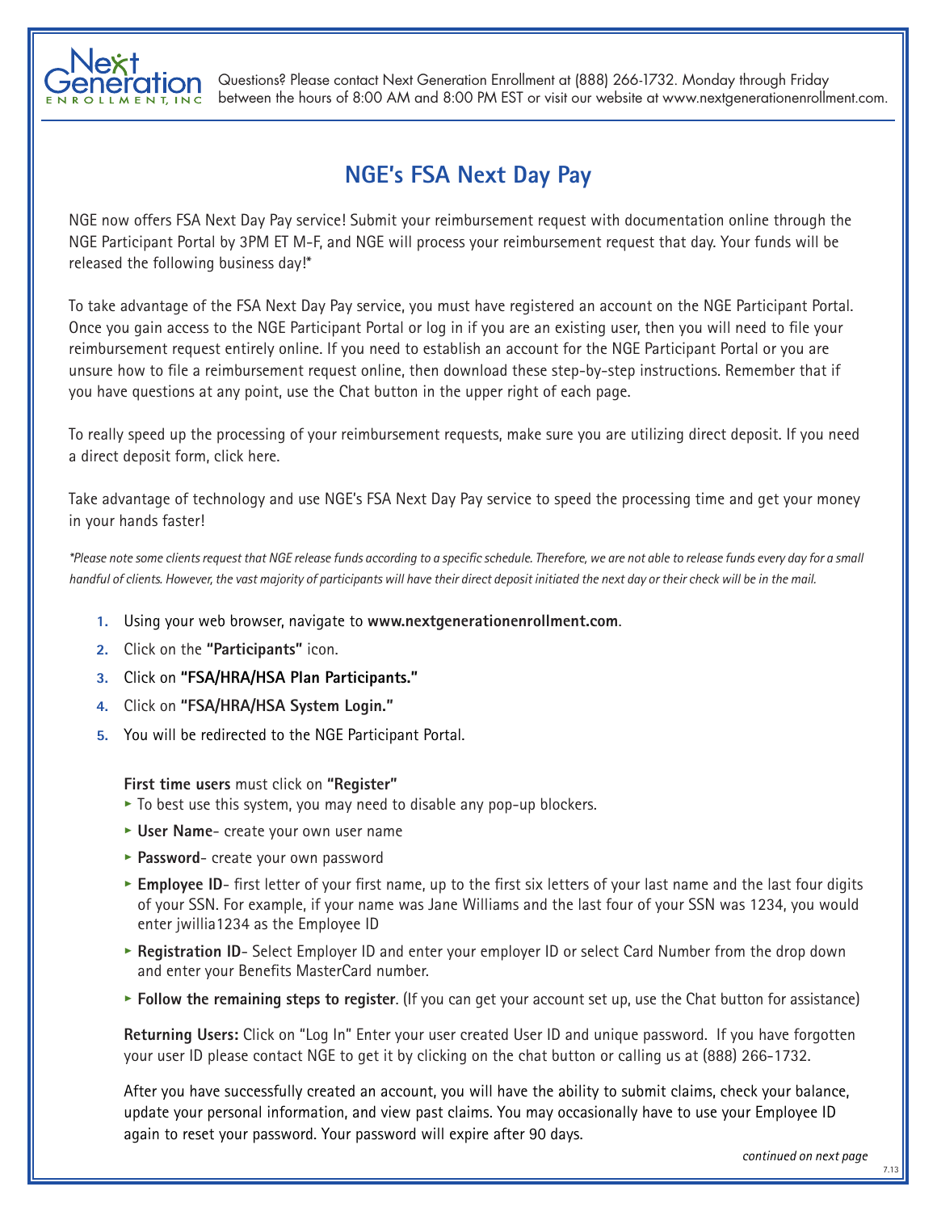Questions? Please contact Next Generation Enrollment at (888) 266-1732. Monday through Friday between the hours of 8:00 AM and 8:00 PM EST or visit our website at www.nextgenerationenrollment.com.

# NGE's FSA Next Day Pay

NGE now offers FSA Next Day Pay service! Submit your reimbursement request with documentation online through the NGE Participant Portal by 3PM ET M-F, and NGE will process your reimbursement request that day. Your funds will be released the following business day!*

To take advantage of the FSA Next Day Pay service, you must have registered an account on the NGE Participant Portal. Once you gain access to the NGE Participant Portal or log in if you are an existing user, then you will need to file your reimbursement request entirely online. If you need to establish an account for the NGE Participant Portal or you are unsure how to file a reimbursement request online, then download these step-by-step instructions. Remember that if you have questions at any point, use the Chat button in the upper right of each page.

To really speed up the processing of your reimbursement requests, make sure you are utilizing direct deposit. If you need a direct deposit form, click here.

Take advantage of technology and use NGE's FSA Next Day Pay service to speed the processing time and get your money in your hands faster!

*\*Please note some clients request that NGE release funds according to a specific schedule. Therefore, we are not able to release funds every day for a small handful of clients. However, the vast majority of participants will have their direct deposit initiated the next day or their check will be in the mail.*

1. Using your web browser, navigate to **www.nextgenerationenrollment.com**.
2. Click on the **"Participants"** icon.
3. Click on **"FSA/HRA/HSA Plan Participants."**
4. Click on **"FSA/HRA/HSA System Login."**
5. You will be redirected to the NGE Participant Portal.

**First time users** must click on **"Register"**

- To best use this system, you may need to disable any pop-up blockers.
- **User Name**- create your own user name
- **Password**- create your own password
- **Employee ID**- first letter of your first name, up to the first six letters of your last name and the last four digits of your SSN. For example, if your name was Jane Williams and the last four of your SSN was 1234, you would enter jwillia1234 as the Employee ID
- **Registration ID**- Select Employer ID and enter your employer ID or select Card Number from the drop down and enter your Benefits MasterCard number.
- **Follow the remaining steps to register**. (If you can get your account set up, use the Chat button for assistance)

**Returning Users:** Click on "Log In" Enter your user created User ID and unique password. If you have forgotten your user ID please contact NGE to get it by clicking on the chat button or calling us at (888) 266-1732.

After you have successfully created an account, you will have the ability to submit claims, check your balance, update your personal information, and view past claims. You may occasionally have to use your Employee ID again to reset your password. Your password will expire after 90 days.

*continued on next page*

7.13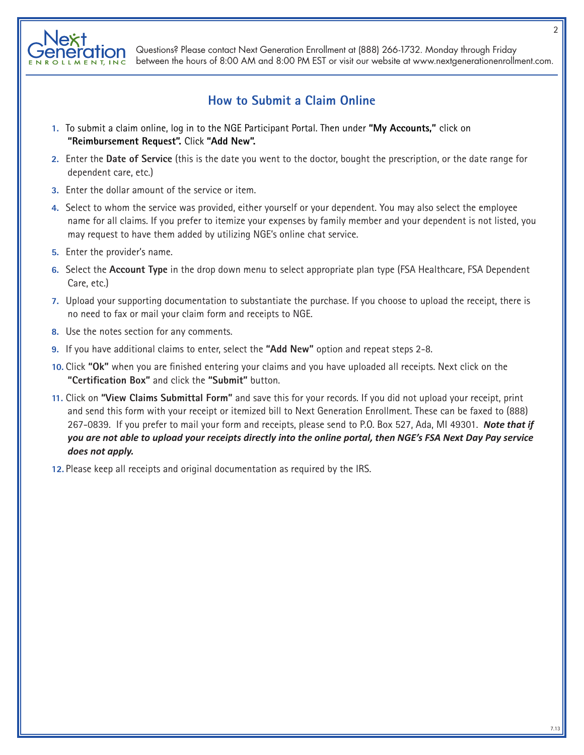Questions? Please contact Next Generation Enrollment at (888) 266-1732. Monday through Friday between the hours of 8:00 AM and 8:00 PM EST or visit our website at www.nextgenerationenrollment.com.

## How to Submit a Claim Online

1. To submit a claim online, log in to the NGE Participant Portal. Then under **"My Accounts,"** click on **"Reimbursement Request".** Click **"Add New".**
2. Enter the **Date of Service** (this is the date you went to the doctor, bought the prescription, or the date range for dependent care, etc.)
3. Enter the dollar amount of the service or item.
4. Select to whom the service was provided, either yourself or your dependent. You may also select the employee name for all claims. If you prefer to itemize your expenses by family member and your dependent is not listed, you may request to have them added by utilizing NGE's online chat service.
5. Enter the provider's name.
6. Select the **Account Type** in the drop down menu to select appropriate plan type (FSA Healthcare, FSA Dependent Care, etc.)
7. Upload your supporting documentation to substantiate the purchase. If you choose to upload the receipt, there is no need to fax or mail your claim form and receipts to NGE.
8. Use the notes section for any comments.
9. If you have additional claims to enter, select the **"Add New"** option and repeat steps 2-8.
10. Click **"Ok"** when you are finished entering your claims and you have uploaded all receipts. Next click on the **"Certification Box"** and click the **"Submit"** button.
11. Click on **"View Claims Submittal Form"** and save this for your records. If you did not upload your receipt, print and send this form with your receipt or itemized bill to Next Generation Enrollment. These can be faxed to (888) 267-0839. If you prefer to mail your form and receipts, please send to P.O. Box 527, Ada, MI 49301. ***Note that if you are not able to upload your receipts directly into the online portal, then NGE's FSA Next Day Pay service does not apply.***
12. Please keep all receipts and original documentation as required by the IRS.

7.13